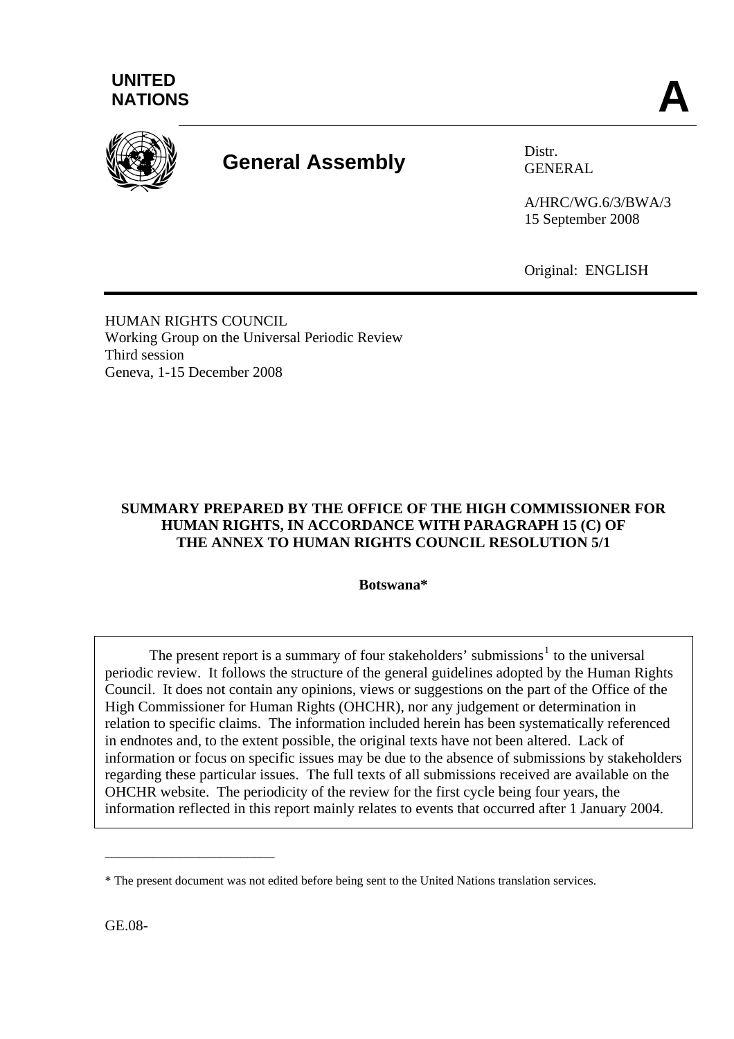UNITED NATIONS

**A**

# General Assembly

Distr.
GENERAL

A/HRC/WG.6/3/BWA/3
15 September 2008

Original: ENGLISH

HUMAN RIGHTS COUNCIL
Working Group on the Universal Periodic Review
Third session
Geneva, 1-15 December 2008

**SUMMARY PREPARED BY THE OFFICE OF THE HIGH COMMISSIONER FOR HUMAN RIGHTS, IN ACCORDANCE WITH PARAGRAPH 15 (C) OF THE ANNEX TO HUMAN RIGHTS COUNCIL RESOLUTION 5/1**

**Botswana***

The present report is a summary of four stakeholders' submissions[1] to the universal periodic review. It follows the structure of the general guidelines adopted by the Human Rights Council. It does not contain any opinions, views or suggestions on the part of the Office of the High Commissioner for Human Rights (OHCHR), nor any judgement or determination in relation to specific claims. The information included herein has been systematically referenced in endnotes and, to the extent possible, the original texts have not been altered. Lack of information or focus on specific issues may be due to the absence of submissions by stakeholders regarding these particular issues. The full texts of all submissions received are available on the OHCHR website. The periodicity of the review for the first cycle being four years, the information reflected in this report mainly relates to events that occurred after 1 January 2004.

---

* The present document was not edited before being sent to the United Nations translation services.

GE.08-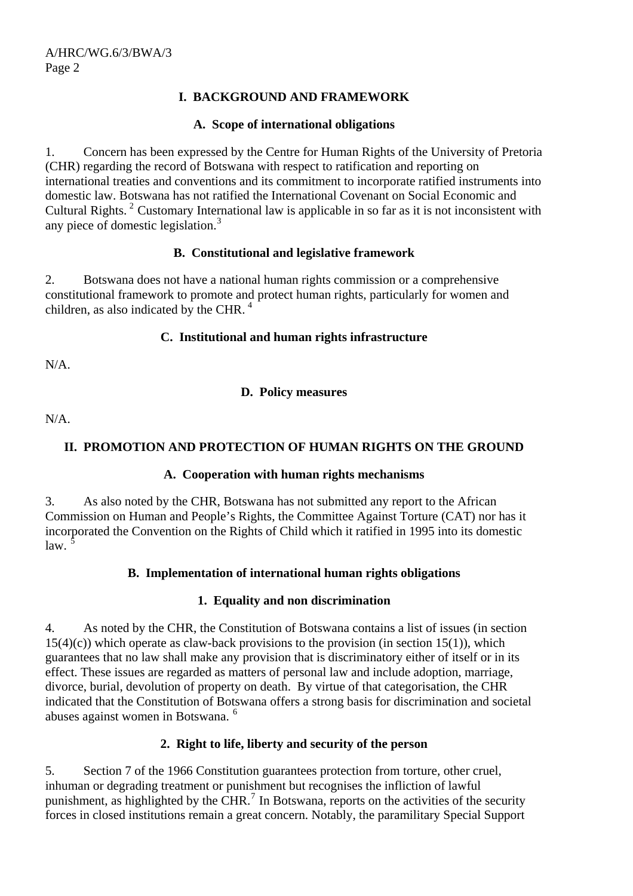## I. BACKGROUND AND FRAMEWORK

### A. Scope of international obligations

1. Concern has been expressed by the Centre for Human Rights of the University of Pretoria (CHR) regarding the record of Botswana with respect to ratification and reporting on international treaties and conventions and its commitment to incorporate ratified instruments into domestic law. Botswana has not ratified the International Covenant on Social Economic and Cultural Rights. [2] Customary International law is applicable in so far as it is not inconsistent with any piece of domestic legislation.[3]

### B. Constitutional and legislative framework

2. Botswana does not have a national human rights commission or a comprehensive constitutional framework to promote and protect human rights, particularly for women and children, as also indicated by the CHR. [4]

### C. Institutional and human rights infrastructure

N/A.

### D. Policy measures

N/A.

## II. PROMOTION AND PROTECTION OF HUMAN RIGHTS ON THE GROUND

### A. Cooperation with human rights mechanisms

3. As also noted by the CHR, Botswana has not submitted any report to the African Commission on Human and People's Rights, the Committee Against Torture (CAT) nor has it incorporated the Convention on the Rights of Child which it ratified in 1995 into its domestic law. [5]

### B. Implementation of international human rights obligations

#### 1. Equality and non discrimination

4. As noted by the CHR, the Constitution of Botswana contains a list of issues (in section 15(4)(c)) which operate as claw-back provisions to the provision (in section 15(1)), which guarantees that no law shall make any provision that is discriminatory either of itself or in its effect. These issues are regarded as matters of personal law and include adoption, marriage, divorce, burial, devolution of property on death. By virtue of that categorisation, the CHR indicated that the Constitution of Botswana offers a strong basis for discrimination and societal abuses against women in Botswana. [6]

#### 2. Right to life, liberty and security of the person

5. Section 7 of the 1966 Constitution guarantees protection from torture, other cruel, inhuman or degrading treatment or punishment but recognises the infliction of lawful punishment, as highlighted by the CHR.[7] In Botswana, reports on the activities of the security forces in closed institutions remain a great concern. Notably, the paramilitary Special Support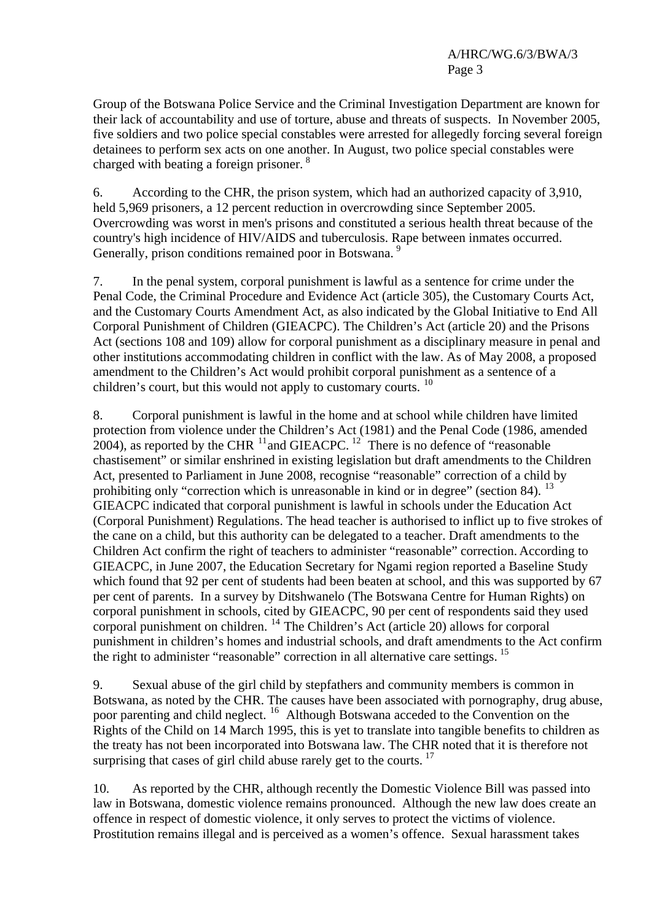Group of the Botswana Police Service and the Criminal Investigation Department are known for their lack of accountability and use of torture, abuse and threats of suspects. In November 2005, five soldiers and two police special constables were arrested for allegedly forcing several foreign detainees to perform sex acts on one another. In August, two police special constables were charged with beating a foreign prisoner. [8]

6. According to the CHR, the prison system, which had an authorized capacity of 3,910, held 5,969 prisoners, a 12 percent reduction in overcrowding since September 2005. Overcrowding was worst in men's prisons and constituted a serious health threat because of the country's high incidence of HIV/AIDS and tuberculosis. Rape between inmates occurred. Generally, prison conditions remained poor in Botswana. [9]

7. In the penal system, corporal punishment is lawful as a sentence for crime under the Penal Code, the Criminal Procedure and Evidence Act (article 305), the Customary Courts Act, and the Customary Courts Amendment Act, as also indicated by the Global Initiative to End All Corporal Punishment of Children (GIEACPC). The Children's Act (article 20) and the Prisons Act (sections 108 and 109) allow for corporal punishment as a disciplinary measure in penal and other institutions accommodating children in conflict with the law. As of May 2008, a proposed amendment to the Children's Act would prohibit corporal punishment as a sentence of a children's court, but this would not apply to customary courts. [10]

8. Corporal punishment is lawful in the home and at school while children have limited protection from violence under the Children's Act (1981) and the Penal Code (1986, amended 2004), as reported by the CHR [11] and GIEACPC. [12] There is no defence of "reasonable chastisement" or similar enshrined in existing legislation but draft amendments to the Children Act, presented to Parliament in June 2008, recognise "reasonable" correction of a child by prohibiting only "correction which is unreasonable in kind or in degree" (section 84). [13] GIEACPC indicated that corporal punishment is lawful in schools under the Education Act (Corporal Punishment) Regulations. The head teacher is authorised to inflict up to five strokes of the cane on a child, but this authority can be delegated to a teacher. Draft amendments to the Children Act confirm the right of teachers to administer "reasonable" correction. According to GIEACPC, in June 2007, the Education Secretary for Ngami region reported a Baseline Study which found that 92 per cent of students had been beaten at school, and this was supported by 67 per cent of parents. In a survey by Ditshwanelo (The Botswana Centre for Human Rights) on corporal punishment in schools, cited by GIEACPC, 90 per cent of respondents said they used corporal punishment on children. [14] The Children's Act (article 20) allows for corporal punishment in children's homes and industrial schools, and draft amendments to the Act confirm the right to administer "reasonable" correction in all alternative care settings. [15]

9. Sexual abuse of the girl child by stepfathers and community members is common in Botswana, as noted by the CHR. The causes have been associated with pornography, drug abuse, poor parenting and child neglect. [16] Although Botswana acceded to the Convention on the Rights of the Child on 14 March 1995, this is yet to translate into tangible benefits to children as the treaty has not been incorporated into Botswana law. The CHR noted that it is therefore not surprising that cases of girl child abuse rarely get to the courts. [17]

10. As reported by the CHR, although recently the Domestic Violence Bill was passed into law in Botswana, domestic violence remains pronounced. Although the new law does create an offence in respect of domestic violence, it only serves to protect the victims of violence. Prostitution remains illegal and is perceived as a women's offence. Sexual harassment takes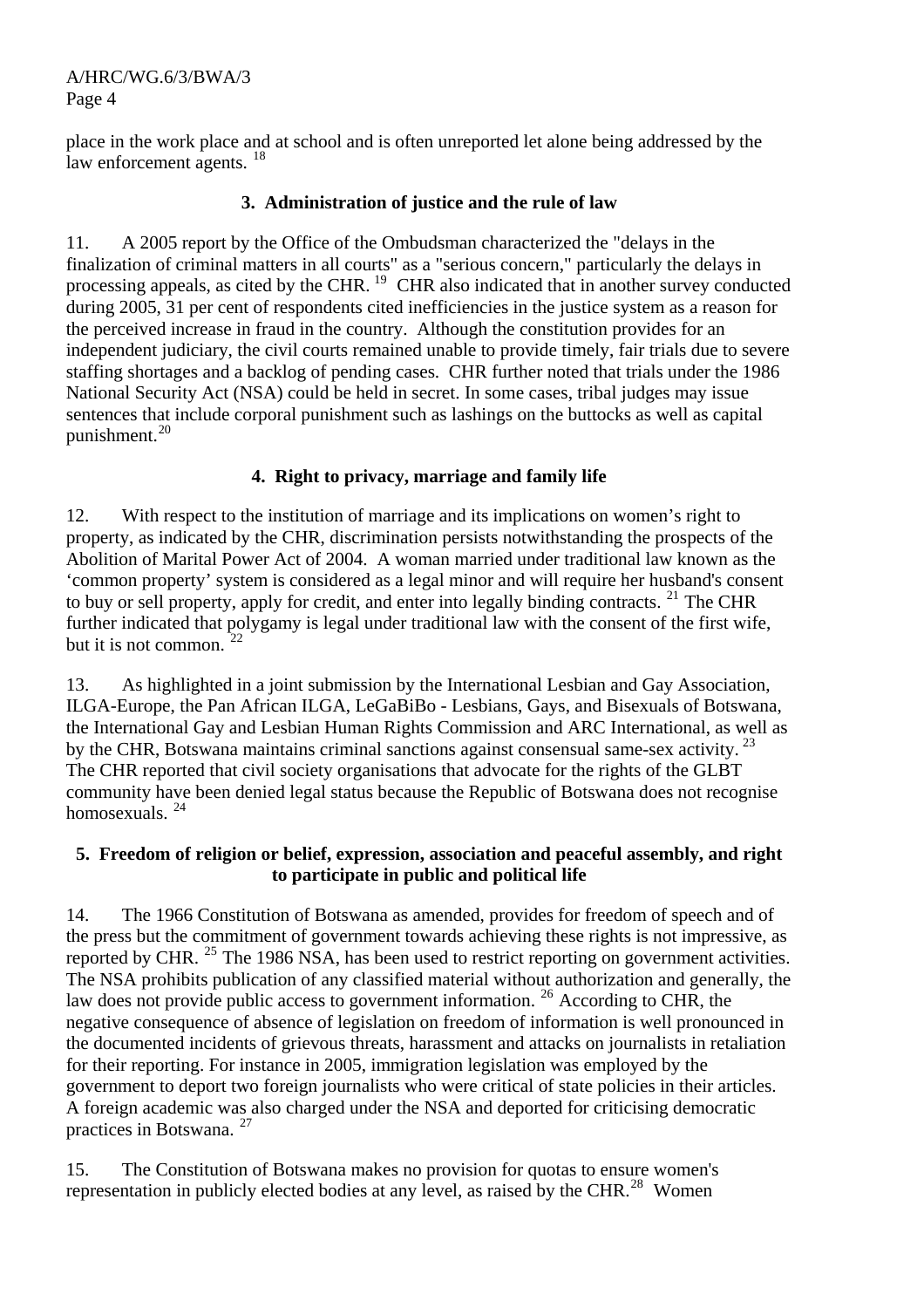place in the work place and at school and is often unreported let alone being addressed by the law enforcement agents. [18]

### 3. Administration of justice and the rule of law

11. A 2005 report by the Office of the Ombudsman characterized the "delays in the finalization of criminal matters in all courts" as a "serious concern," particularly the delays in processing appeals, as cited by the CHR. [19] CHR also indicated that in another survey conducted during 2005, 31 per cent of respondents cited inefficiencies in the justice system as a reason for the perceived increase in fraud in the country. Although the constitution provides for an independent judiciary, the civil courts remained unable to provide timely, fair trials due to severe staffing shortages and a backlog of pending cases. CHR further noted that trials under the 1986 National Security Act (NSA) could be held in secret. In some cases, tribal judges may issue sentences that include corporal punishment such as lashings on the buttocks as well as capital punishment.[20]

### 4. Right to privacy, marriage and family life

12. With respect to the institution of marriage and its implications on women's right to property, as indicated by the CHR, discrimination persists notwithstanding the prospects of the Abolition of Marital Power Act of 2004. A woman married under traditional law known as the 'common property' system is considered as a legal minor and will require her husband's consent to buy or sell property, apply for credit, and enter into legally binding contracts. [21] The CHR further indicated that polygamy is legal under traditional law with the consent of the first wife, but it is not common. [22]

13. As highlighted in a joint submission by the International Lesbian and Gay Association, ILGA-Europe, the Pan African ILGA, LeGaBiBo - Lesbians, Gays, and Bisexuals of Botswana, the International Gay and Lesbian Human Rights Commission and ARC International, as well as by the CHR, Botswana maintains criminal sanctions against consensual same-sex activity. [23] The CHR reported that civil society organisations that advocate for the rights of the GLBT community have been denied legal status because the Republic of Botswana does not recognise homosexuals. [24]

### 5. Freedom of religion or belief, expression, association and peaceful assembly, and right to participate in public and political life

14. The 1966 Constitution of Botswana as amended, provides for freedom of speech and of the press but the commitment of government towards achieving these rights is not impressive, as reported by CHR. [25] The 1986 NSA, has been used to restrict reporting on government activities. The NSA prohibits publication of any classified material without authorization and generally, the law does not provide public access to government information. [26] According to CHR, the negative consequence of absence of legislation on freedom of information is well pronounced in the documented incidents of grievous threats, harassment and attacks on journalists in retaliation for their reporting. For instance in 2005, immigration legislation was employed by the government to deport two foreign journalists who were critical of state policies in their articles. A foreign academic was also charged under the NSA and deported for criticising democratic practices in Botswana. [27]

15. The Constitution of Botswana makes no provision for quotas to ensure women's representation in publicly elected bodies at any level, as raised by the CHR.[28] Women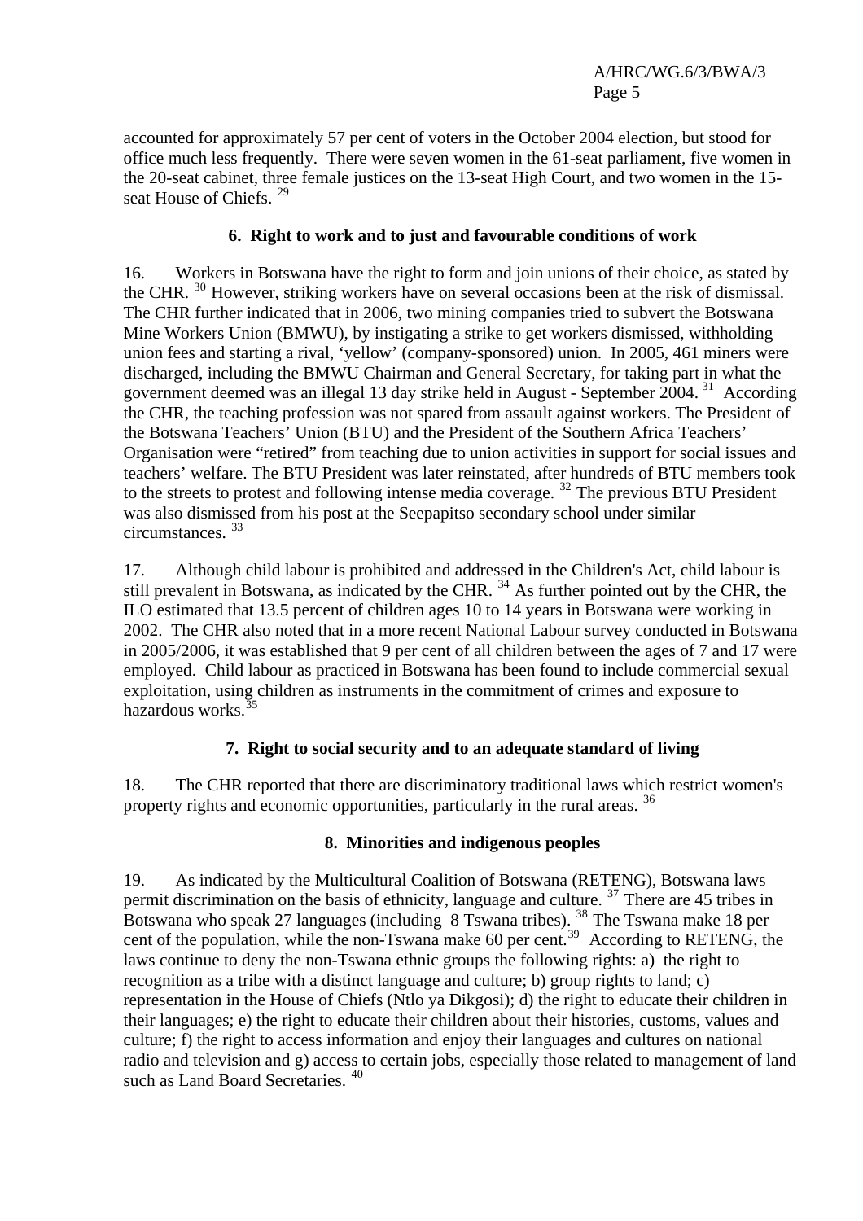accounted for approximately 57 per cent of voters in the October 2004 election, but stood for office much less frequently. There were seven women in the 61-seat parliament, five women in the 20-seat cabinet, three female justices on the 13-seat High Court, and two women in the 15-seat House of Chiefs. [29]

**6. Right to work and to just and favourable conditions of work**

16. Workers in Botswana have the right to form and join unions of their choice, as stated by the CHR. [30] However, striking workers have on several occasions been at the risk of dismissal. The CHR further indicated that in 2006, two mining companies tried to subvert the Botswana Mine Workers Union (BMWU), by instigating a strike to get workers dismissed, withholding union fees and starting a rival, 'yellow' (company-sponsored) union. In 2005, 461 miners were discharged, including the BMWU Chairman and General Secretary, for taking part in what the government deemed was an illegal 13 day strike held in August - September 2004. [31] According the CHR, the teaching profession was not spared from assault against workers. The President of the Botswana Teachers' Union (BTU) and the President of the Southern Africa Teachers' Organisation were "retired" from teaching due to union activities in support for social issues and teachers' welfare. The BTU President was later reinstated, after hundreds of BTU members took to the streets to protest and following intense media coverage. [32] The previous BTU President was also dismissed from his post at the Seepapitso secondary school under similar circumstances. [33]

17. Although child labour is prohibited and addressed in the Children's Act, child labour is still prevalent in Botswana, as indicated by the CHR. [34] As further pointed out by the CHR, the ILO estimated that 13.5 percent of children ages 10 to 14 years in Botswana were working in 2002. The CHR also noted that in a more recent National Labour survey conducted in Botswana in 2005/2006, it was established that 9 per cent of all children between the ages of 7 and 17 were employed. Child labour as practiced in Botswana has been found to include commercial sexual exploitation, using children as instruments in the commitment of crimes and exposure to hazardous works.[35]

**7. Right to social security and to an adequate standard of living**

18. The CHR reported that there are discriminatory traditional laws which restrict women's property rights and economic opportunities, particularly in the rural areas. [36]

**8. Minorities and indigenous peoples**

19. As indicated by the Multicultural Coalition of Botswana (RETENG), Botswana laws permit discrimination on the basis of ethnicity, language and culture. [37] There are 45 tribes in Botswana who speak 27 languages (including 8 Tswana tribes). [38] The Tswana make 18 per cent of the population, while the non-Tswana make 60 per cent.[39] According to RETENG, the laws continue to deny the non-Tswana ethnic groups the following rights: a) the right to recognition as a tribe with a distinct language and culture; b) group rights to land; c) representation in the House of Chiefs (Ntlo ya Dikgosi); d) the right to educate their children in their languages; e) the right to educate their children about their histories, customs, values and culture; f) the right to access information and enjoy their languages and cultures on national radio and television and g) access to certain jobs, especially those related to management of land such as Land Board Secretaries. [40]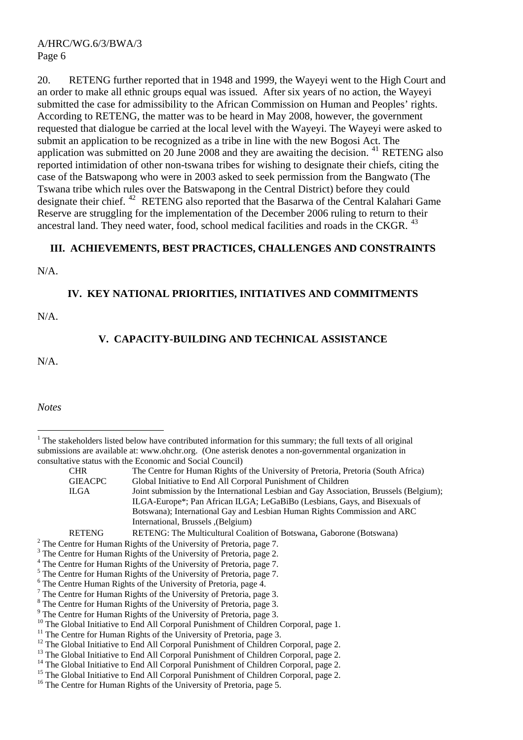20. RETENG further reported that in 1948 and 1999, the Wayeyi went to the High Court and an order to make all ethnic groups equal was issued. After six years of no action, the Wayeyi submitted the case for admissibility to the African Commission on Human and Peoples' rights. According to RETENG, the matter was to be heard in May 2008, however, the government requested that dialogue be carried at the local level with the Wayeyi. The Wayeyi were asked to submit an application to be recognized as a tribe in line with the new Bogosi Act. The application was submitted on 20 June 2008 and they are awaiting the decision. [41] RETENG also reported intimidation of other non-tswana tribes for wishing to designate their chiefs, citing the case of the Batswapong who were in 2003 asked to seek permission from the Bangwato (The Tswana tribe which rules over the Batswapong in the Central District) before they could designate their chief. [42] RETENG also reported that the Basarwa of the Central Kalahari Game Reserve are struggling for the implementation of the December 2006 ruling to return to their ancestral land. They need water, food, school medical facilities and roads in the CKGR. [43]

## III. ACHIEVEMENTS, BEST PRACTICES, CHALLENGES AND CONSTRAINTS

N/A.

## IV. KEY NATIONAL PRIORITIES, INITIATIVES AND COMMITMENTS

N/A.

## V. CAPACITY-BUILDING AND TECHNICAL ASSISTANCE

N/A.

*Notes*

[1] The stakeholders listed below have contributed information for this summary; the full texts of all original submissions are available at: www.ohchr.org. (One asterisk denotes a non-governmental organization in consultative status with the Economic and Social Council)

| | |
|---|---|
| CHR | The Centre for Human Rights of the University of Pretoria, Pretoria (South Africa) |
| GIEACPC | Global Initiative to End All Corporal Punishment of Children |
| ILGA | Joint submission by the International Lesbian and Gay Association, Brussels (Belgium); ILGA-Europe*; Pan African ILGA; LeGaBiBo (Lesbians, Gays, and Bisexuals of Botswana); International Gay and Lesbian Human Rights Commission and ARC International, Brussels ,(Belgium) |
| RETENG | RETENG: The Multicultural Coalition of Botswana, Gaborone (Botswana) |

[2] The Centre for Human Rights of the University of Pretoria, page 7.

[3] The Centre for Human Rights of the University of Pretoria, page 2.

[4] The Centre for Human Rights of the University of Pretoria, page 7.

[5] The Centre for Human Rights of the University of Pretoria, page 7.

[6] The Centre Human Rights of the University of Pretoria, page 4.

[7] The Centre for Human Rights of the University of Pretoria, page 3.

[8] The Centre for Human Rights of the University of Pretoria, page 3.

[9] The Centre for Human Rights of the University of Pretoria, page 3.

[10] The Global Initiative to End All Corporal Punishment of Children Corporal, page 1.

[11] The Centre for Human Rights of the University of Pretoria, page 3.

[12] The Global Initiative to End All Corporal Punishment of Children Corporal, page 2.

[13] The Global Initiative to End All Corporal Punishment of Children Corporal, page 2.

[14] The Global Initiative to End All Corporal Punishment of Children Corporal, page 2.

[15] The Global Initiative to End All Corporal Punishment of Children Corporal, page 2.

[16] The Centre for Human Rights of the University of Pretoria, page 5.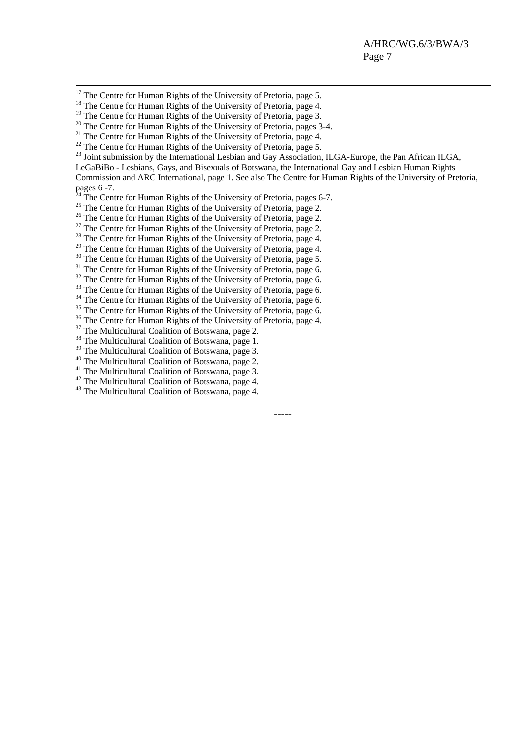[17] The Centre for Human Rights of the University of Pretoria, page 5.

[18] The Centre for Human Rights of the University of Pretoria, page 4.

[19] The Centre for Human Rights of the University of Pretoria, page 3.

[20] The Centre for Human Rights of the University of Pretoria, pages 3-4.

[21] The Centre for Human Rights of the University of Pretoria, page 4.

[22] The Centre for Human Rights of the University of Pretoria, page 5.

[23] Joint submission by the International Lesbian and Gay Association, ILGA-Europe, the Pan African ILGA, LeGaBiBo - Lesbians, Gays, and Bisexuals of Botswana, the International Gay and Lesbian Human Rights Commission and ARC International, page 1. See also The Centre for Human Rights of the University of Pretoria, pages 6 -7.

[24] The Centre for Human Rights of the University of Pretoria, pages 6-7.

[25] The Centre for Human Rights of the University of Pretoria, page 2.

[26] The Centre for Human Rights of the University of Pretoria, page 2.

[27] The Centre for Human Rights of the University of Pretoria, page 2.

[28] The Centre for Human Rights of the University of Pretoria, page 4.

[29] The Centre for Human Rights of the University of Pretoria, page 4.

[30] The Centre for Human Rights of the University of Pretoria, page 5.

[31] The Centre for Human Rights of the University of Pretoria, page 6.

[32] The Centre for Human Rights of the University of Pretoria, page 6.

[33] The Centre for Human Rights of the University of Pretoria, page 6.

[34] The Centre for Human Rights of the University of Pretoria, page 6.

[35] The Centre for Human Rights of the University of Pretoria, page 6.

[36] The Centre for Human Rights of the University of Pretoria, page 4.

[37] The Multicultural Coalition of Botswana, page 2.

[38] The Multicultural Coalition of Botswana, page 1.

[39] The Multicultural Coalition of Botswana, page 3.

[40] The Multicultural Coalition of Botswana, page 2.

[41] The Multicultural Coalition of Botswana, page 3.

[42] The Multicultural Coalition of Botswana, page 4.

[43] The Multicultural Coalition of Botswana, page 4.

-----